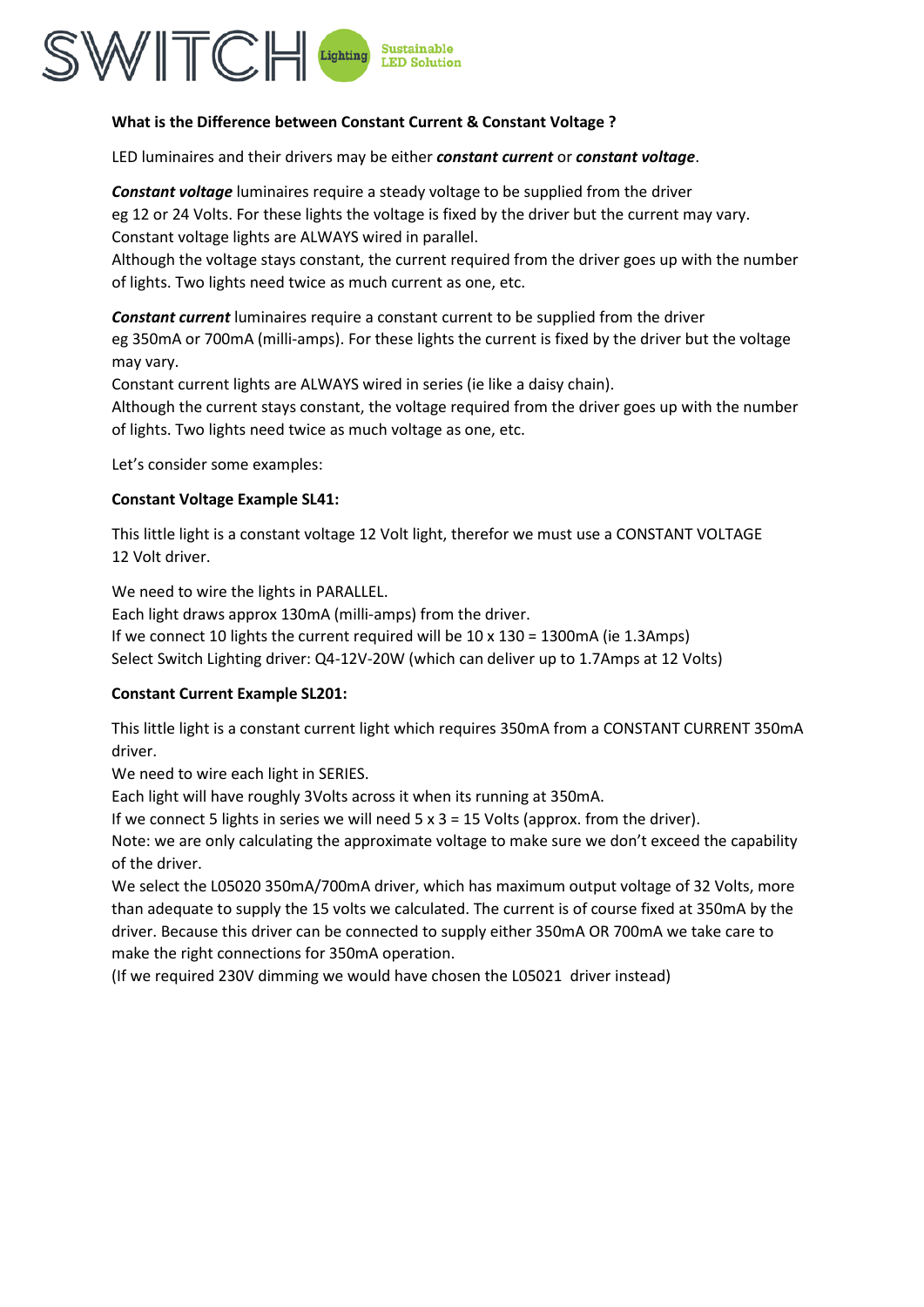**What is the Difference between Constant Current & Constant Voltage ?**

LED luminaires and their drivers may be either ***constant current*** or ***constant voltage***.

***Constant voltage*** luminaires require a steady voltage to be supplied from the driver eg 12 or 24 Volts. For these lights the voltage is fixed by the driver but the current may vary. Constant voltage lights are ALWAYS wired in parallel.
Although the voltage stays constant, the current required from the driver goes up with the number of lights. Two lights need twice as much current as one, etc.

***Constant current*** luminaires require a constant current to be supplied from the driver eg 350mA or 700mA (milli-amps). For these lights the current is fixed by the driver but the voltage may vary.
Constant current lights are ALWAYS wired in series (ie like a daisy chain).
Although the current stays constant, the voltage required from the driver goes up with the number of lights. Two lights need twice as much voltage as one, etc.

Let's consider some examples:

**Constant Voltage Example SL41:**

This little light is a constant voltage 12 Volt light, therefor we must use a CONSTANT VOLTAGE 12 Volt driver.

We need to wire the lights in PARALLEL.
Each light draws approx 130mA (milli-amps) from the driver.
If we connect 10 lights the current required will be 10 x 130 = 1300mA (ie 1.3Amps)
Select Switch Lighting driver: Q4-12V-20W (which can deliver up to 1.7Amps at 12 Volts)

**Constant Current Example SL201:**

This little light is a constant current light which requires 350mA from a CONSTANT CURRENT 350mA driver.
We need to wire each light in SERIES.
Each light will have roughly 3Volts across it when its running at 350mA.
If we connect 5 lights in series we will need 5 x 3 = 15 Volts (approx. from the driver).
Note: we are only calculating the approximate voltage to make sure we don't exceed the capability of the driver.
We select the L05020 350mA/700mA driver, which has maximum output voltage of 32 Volts, more than adequate to supply the 15 volts we calculated. The current is of course fixed at 350mA by the driver. Because this driver can be connected to supply either 350mA OR 700mA we take care to make the right connections for 350mA operation.
(If we required 230V dimming we would have chosen the L05021 driver instead)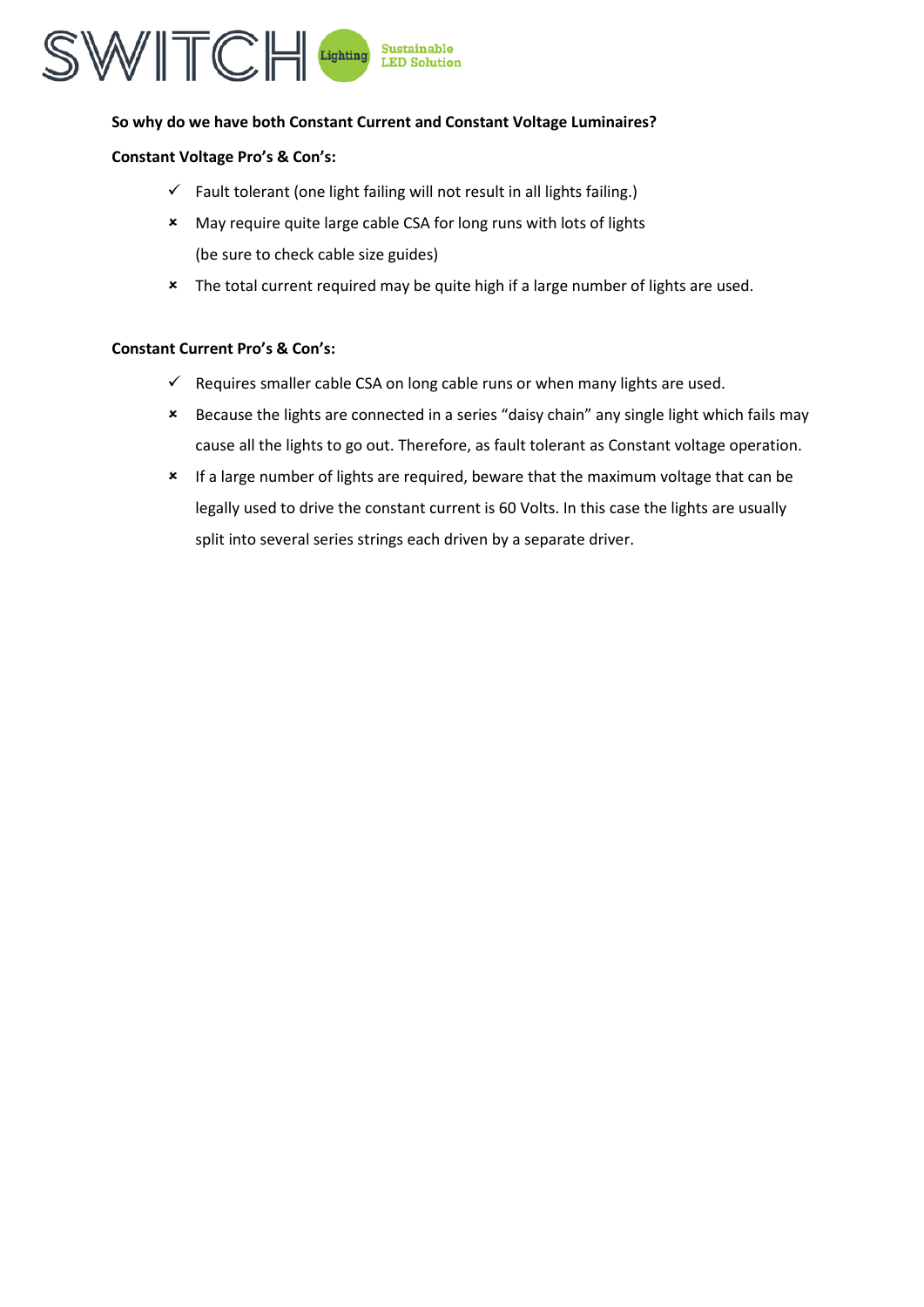**So why do we have both Constant Current and Constant Voltage Luminaires?**

**Constant Voltage Pro's & Con's:**

- ✓ Fault tolerant (one light failing will not result in all lights failing.)
- × May require quite large cable CSA for long runs with lots of lights (be sure to check cable size guides)
- × The total current required may be quite high if a large number of lights are used.

**Constant Current Pro's & Con's:**

- ✓ Requires smaller cable CSA on long cable runs or when many lights are used.
- × Because the lights are connected in a series "daisy chain" any single light which fails may cause all the lights to go out. Therefore, as fault tolerant as Constant voltage operation.
- × If a large number of lights are required, beware that the maximum voltage that can be legally used to drive the constant current is 60 Volts. In this case the lights are usually split into several series strings each driven by a separate driver.